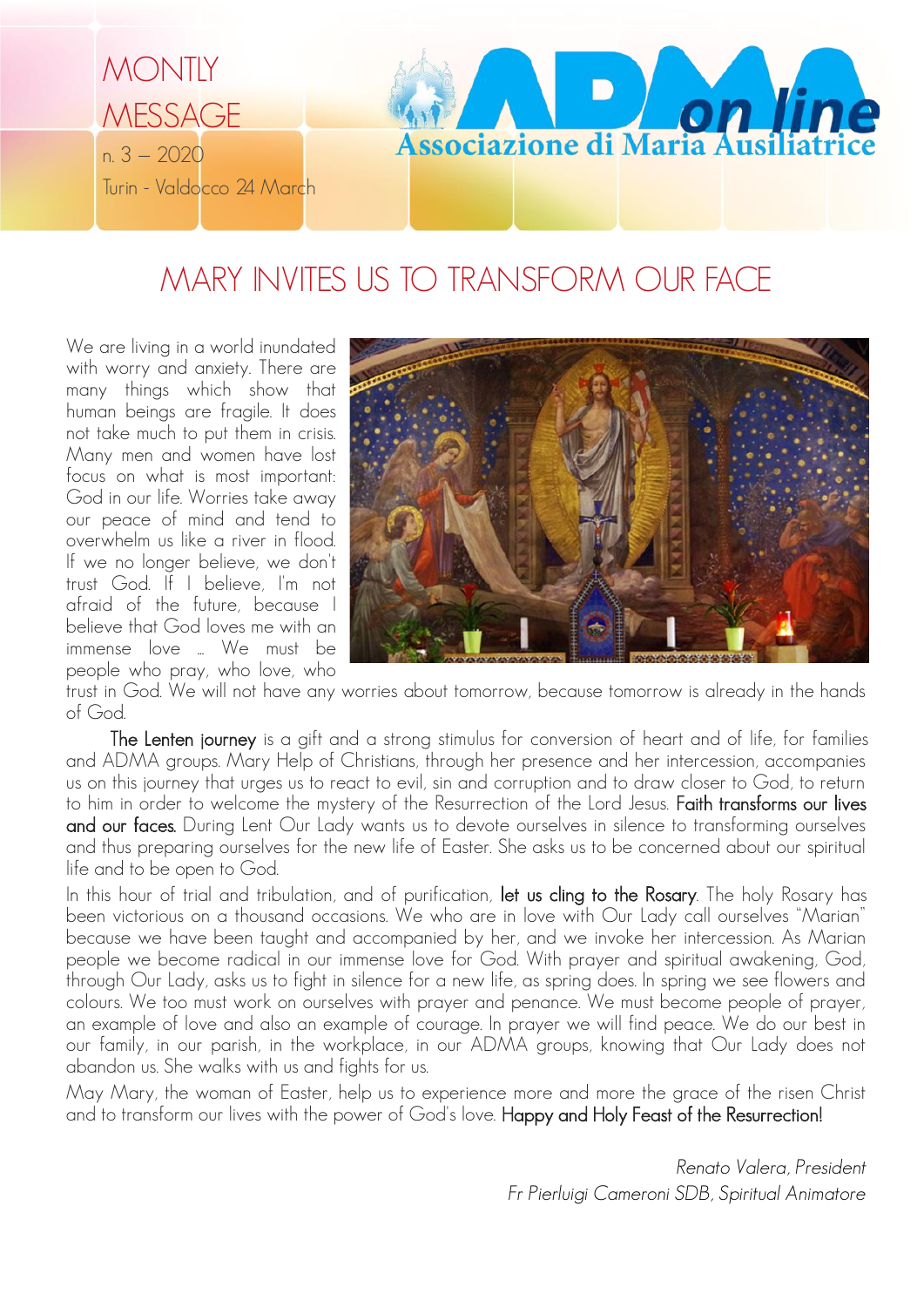MONTLY MESSAGE

n. 3 – 2020

Turin - Valdocco 24 March

ADMA on line

Associazione di Maria Ausiliatrice

# MARY INVITES US TO TRANSFORM OUR FACE

We are living in a world inundated with worry and anxiety. There are many things which show that human beings are fragile. It does not take much to put them in crisis. Many men and women have lost focus on what is most important: God in our life. Worries take away our peace of mind and tend to overwhelm us like a river in flood. If we no longer believe, we don't trust God. If I believe, I'm not afraid of the future, because I believe that God loves me with an immense love … We must be people who pray, who love, who trust in God. We will not have any worries about tomorrow, because tomorrow is already in the hands of God.

**The Lenten journey** is a gift and a strong stimulus for conversion of heart and of life, for families and ADMA groups. Mary Help of Christians, through her presence and her intercession, accompanies us on this journey that urges us to react to evil, sin and corruption and to draw closer to God, to return to him in order to welcome the mystery of the Resurrection of the Lord Jesus. **Faith transforms our lives and our faces.** During Lent Our Lady wants us to devote ourselves in silence to transforming ourselves and thus preparing ourselves for the new life of Easter. She asks us to be concerned about our spiritual life and to be open to God.

In this hour of trial and tribulation, and of purification, **let us cling to the Rosary**. The holy Rosary has been victorious on a thousand occasions. We who are in love with Our Lady call ourselves "Marian" because we have been taught and accompanied by her, and we invoke her intercession. As Marian people we become radical in our immense love for God. With prayer and spiritual awakening, God, through Our Lady, asks us to fight in silence for a new life, as spring does. In spring we see flowers and colours. We too must work on ourselves with prayer and penance. We must become people of prayer, an example of love and also an example of courage. In prayer we will find peace. We do our best in our family, in our parish, in the workplace, in our ADMA groups, knowing that Our Lady does not abandon us. She walks with us and fights for us.

May Mary, the woman of Easter, help us to experience more and more the grace of the risen Christ and to transform our lives with the power of God's love. **Happy and Holy Feast of the Resurrection!**

*Renato Valera, President*

*Fr Pierluigi Cameroni SDB, Spiritual Animatore*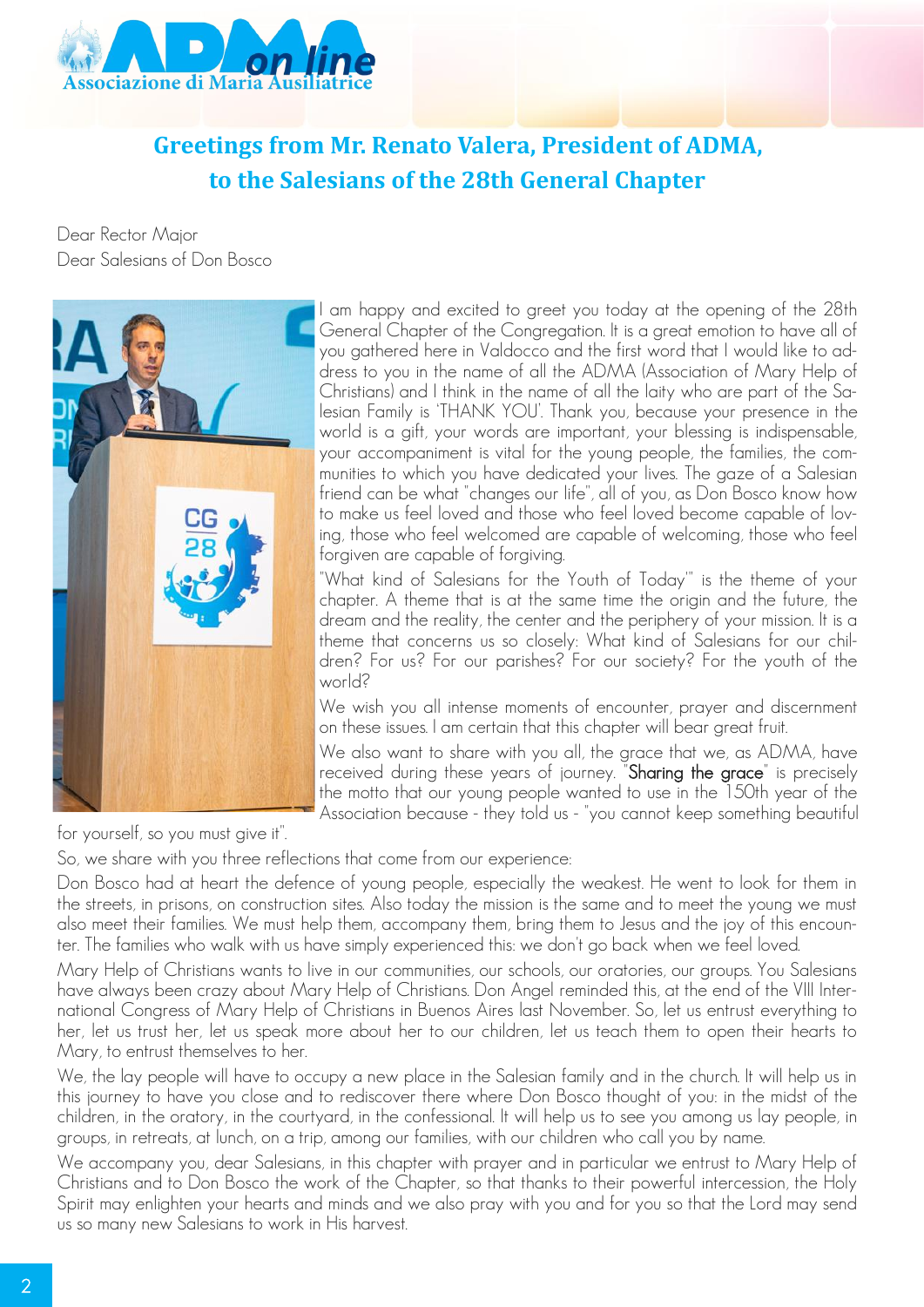# Greetings from Mr. Renato Valera, President of ADMA, to the Salesians of the 28th General Chapter

Dear Rector Major
Dear Salesians of Don Bosco

I am happy and excited to greet you today at the opening of the 28th General Chapter of the Congregation. It is a great emotion to have all of you gathered here in Valdocco and the first word that I would like to address to you in the name of all the ADMA (Association of Mary Help of Christians) and I think in the name of all the laity who are part of the Salesian Family is 'THANK YOU'. Thank you, because your presence in the world is a gift, your words are important, your blessing is indispensable, your accompaniment is vital for the young people, the families, the communities to which you have dedicated your lives. The gaze of a Salesian friend can be what "changes our life", all of you, as Don Bosco know how to make us feel loved and those who feel loved become capable of loving, those who feel welcomed are capable of welcoming, those who feel forgiven are capable of forgiving.

"What kind of Salesians for the Youth of Today'" is the theme of your chapter. A theme that is at the same time the origin and the future, the dream and the reality, the center and the periphery of your mission. It is a theme that concerns us so closely: What kind of Salesians for our children? For us? For our parishes? For our society? For the youth of the world?

We wish you all intense moments of encounter, prayer and discernment on these issues. I am certain that this chapter will bear great fruit.

We also want to share with you all, the grace that we, as ADMA, have received during these years of journey. "**Sharing the grace**" is precisely the motto that our young people wanted to use in the 150th year of the Association because - they told us - "you cannot keep something beautiful for yourself, so you must give it".

So, we share with you three reflections that come from our experience:

Don Bosco had at heart the defence of young people, especially the weakest. He went to look for them in the streets, in prisons, on construction sites. Also today the mission is the same and to meet the young we must also meet their families. We must help them, accompany them, bring them to Jesus and the joy of this encounter. The families who walk with us have simply experienced this: we don't go back when we feel loved.

Mary Help of Christians wants to live in our communities, our schools, our oratories, our groups. You Salesians have always been crazy about Mary Help of Christians. Don Angel reminded this, at the end of the VIII International Congress of Mary Help of Christians in Buenos Aires last November. So, let us entrust everything to her, let us trust her, let us speak more about her to our children, let us teach them to open their hearts to Mary, to entrust themselves to her.

We, the lay people will have to occupy a new place in the Salesian family and in the church. It will help us in this journey to have you close and to rediscover there where Don Bosco thought of you: in the midst of the children, in the oratory, in the courtyard, in the confessional. It will help us to see you among us lay people, in groups, in retreats, at lunch, on a trip, among our families, with our children who call you by name.

We accompany you, dear Salesians, in this chapter with prayer and in particular we entrust to Mary Help of Christians and to Don Bosco the work of the Chapter, so that thanks to their powerful intercession, the Holy Spirit may enlighten your hearts and minds and we also pray with you and for you so that the Lord may send us so many new Salesians to work in His harvest.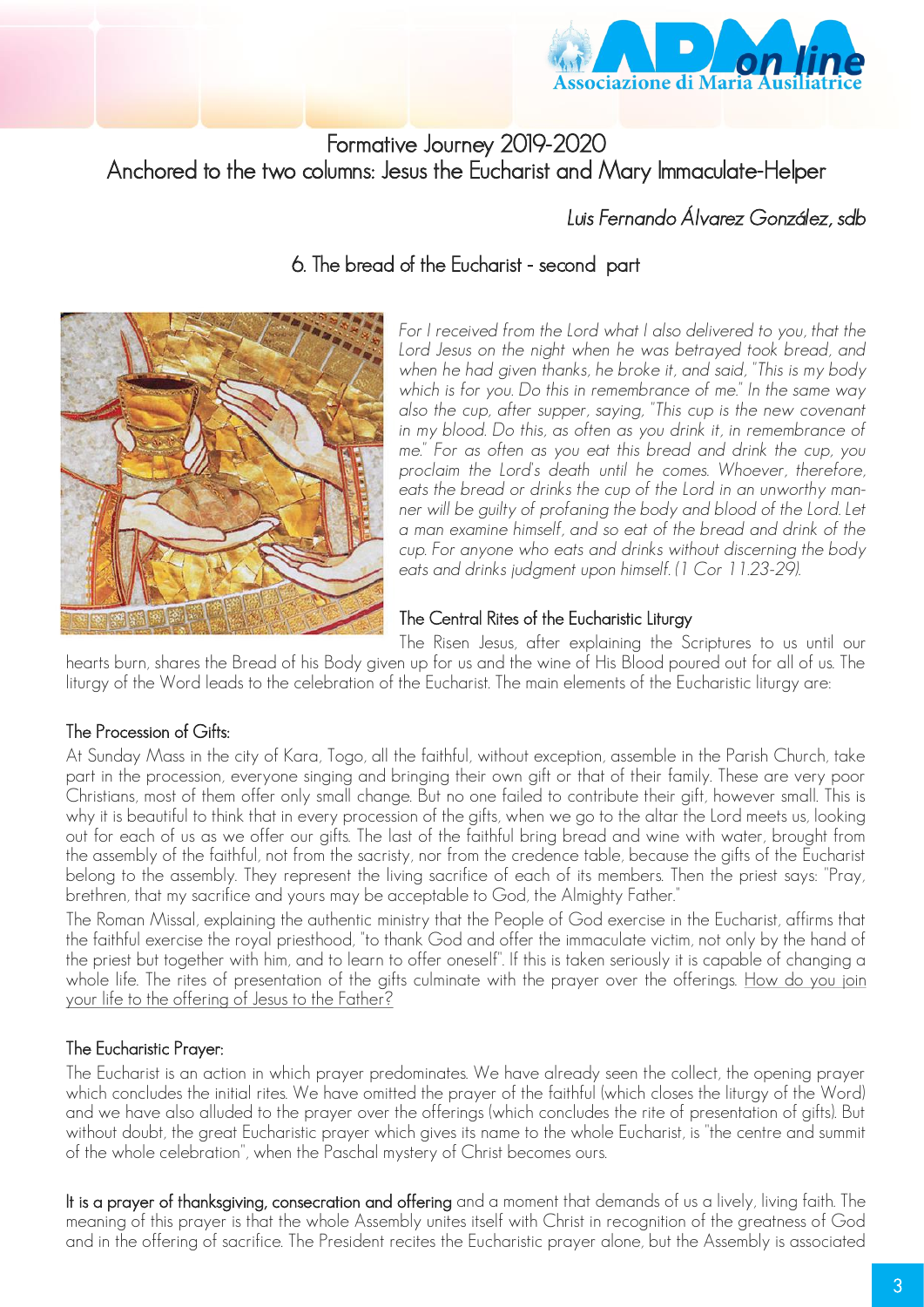# Formative Journey 2019-2020
## Anchored to the two columns: Jesus the Eucharist and Mary Immaculate-Helper

*Luis Fernando Álvarez González, sdb*

## 6. The bread of the Eucharist - second part

*For I received from the Lord what I also delivered to you, that the Lord Jesus on the night when he was betrayed took bread, and when he had given thanks, he broke it, and said, "This is my body which is for you. Do this in remembrance of me." In the same way also the cup, after supper, saying, "This cup is the new covenant in my blood. Do this, as often as you drink it, in remembrance of me." For as often as you eat this bread and drink the cup, you proclaim the Lord's death until he comes. Whoever, therefore, eats the bread or drinks the cup of the Lord in an unworthy manner will be guilty of profaning the body and blood of the Lord. Let a man examine himself, and so eat of the bread and drink of the cup. For anyone who eats and drinks without discerning the body eats and drinks judgment upon himself. (1 Cor 11.23-29).*

### The Central Rites of the Eucharistic Liturgy

The Risen Jesus, after explaining the Scriptures to us until our hearts burn, shares the Bread of his Body given up for us and the wine of His Blood poured out for all of us. The liturgy of the Word leads to the celebration of the Eucharist. The main elements of the Eucharistic liturgy are:

### The Procession of Gifts:

At Sunday Mass in the city of Kara, Togo, all the faithful, without exception, assemble in the Parish Church, take part in the procession, everyone singing and bringing their own gift or that of their family. These are very poor Christians, most of them offer only small change. But no one failed to contribute their gift, however small. This is why it is beautiful to think that in every procession of the gifts, when we go to the altar the Lord meets us, looking out for each of us as we offer our gifts. The last of the faithful bring bread and wine with water, brought from the assembly of the faithful, not from the sacristy, nor from the credence table, because the gifts of the Eucharist belong to the assembly. They represent the living sacrifice of each of its members. Then the priest says: "Pray, brethren, that my sacrifice and yours may be acceptable to God, the Almighty Father."

The Roman Missal, explaining the authentic ministry that the People of God exercise in the Eucharist, affirms that the faithful exercise the royal priesthood, "to thank God and offer the immaculate victim, not only by the hand of the priest but together with him, and to learn to offer oneself". If this is taken seriously it is capable of changing a whole life. The rites of presentation of the gifts culminate with the prayer over the offerings. <u>How do you join your life to the offering of Jesus to the Father?</u>

### The Eucharistic Prayer:

The Eucharist is an action in which prayer predominates. We have already seen the collect, the opening prayer which concludes the initial rites. We have omitted the prayer of the faithful (which closes the liturgy of the Word) and we have also alluded to the prayer over the offerings (which concludes the rite of presentation of gifts). But without doubt, the great Eucharistic prayer which gives its name to the whole Eucharist, is "the centre and summit of the whole celebration", when the Paschal mystery of Christ becomes ours.

**It is a prayer of thanksgiving, consecration and offering** and a moment that demands of us a lively, living faith. The meaning of this prayer is that the whole Assembly unites itself with Christ in recognition of the greatness of God and in the offering of sacrifice. The President recites the Eucharistic prayer alone, but the Assembly is associated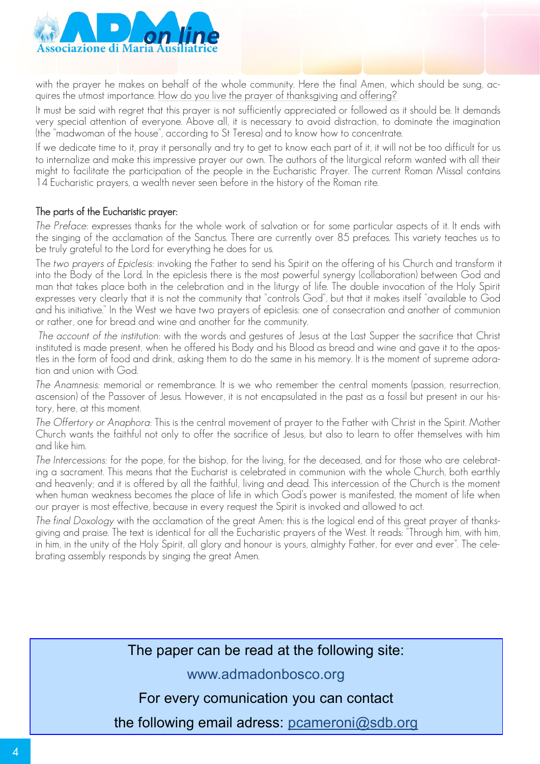with the prayer he makes on behalf of the whole community. Here the final Amen, which should be sung, acquires the utmost importance. How do you live the prayer of thanksgiving and offering?

It must be said with regret that this prayer is not sufficiently appreciated or followed as it should be. It demands very special attention of everyone. Above all, it is necessary to avoid distraction, to dominate the imagination (the "madwoman of the house", according to St Teresa) and to know how to concentrate.

If we dedicate time to it, pray it personally and try to get to know each part of it, it will not be too difficult for us to internalize and make this impressive prayer our own. The authors of the liturgical reform wanted with all their might to facilitate the participation of the people in the Eucharistic Prayer. The current Roman Missal contains 14 Eucharistic prayers, a wealth never seen before in the history of the Roman rite.

### The parts of the Eucharistic prayer:

*The Preface*: expresses thanks for the whole work of salvation or for some particular aspects of it. It ends with the singing of the acclamation of the Sanctus. There are currently over 85 prefaces. This variety teaches us to be truly grateful to the Lord for everything he does for us.

The *two prayers of Epiclesis*: invoking the Father to send his Spirit on the offering of his Church and transform it into the Body of the Lord. In the epiclesis there is the most powerful synergy (collaboration) between God and man that takes place both in the celebration and in the liturgy of life. The double invocation of the Holy Spirit expresses very clearly that it is not the community that "controls God", but that it makes itself "available to God and his initiative." In the West we have two prayers of epiclesis: one of consecration and another of communion or rather, one for bread and wine and another for the community.

*The account of the institution*: with the words and gestures of Jesus at the Last Supper the sacrifice that Christ instituted is made present, when he offered his Body and his Blood as bread and wine and gave it to the apostles in the form of food and drink, asking them to do the same in his memory. It is the moment of supreme adoration and union with God.

*The Anamnesis:* memorial or remembrance. It is we who remember the central moments (passion, resurrection, ascension) of the Passover of Jesus. However, it is not encapsulated in the past as a fossil but present in our history, here, at this moment.

*The Offertory or Anaphora*: This is the central movement of prayer to the Father with Christ in the Spirit. Mother Church wants the faithful not only to offer the sacrifice of Jesus, but also to learn to offer themselves with him and like him.

*The Intercessions:* for the pope, for the bishop, for the living, for the deceased, and for those who are celebrating a sacrament. This means that the Eucharist is celebrated in communion with the whole Church, both earthly and heavenly; and it is offered by all the faithful, living and dead. This intercession of the Church is the moment when human weakness becomes the place of life in which God's power is manifested, the moment of life when our prayer is most effective, because in every request the Spirit is invoked and allowed to act.

*The final Doxology* with the acclamation of the great Amen: this is the logical end of this great prayer of thanksgiving and praise. The text is identical for all the Eucharistic prayers of the West. It reads: "Through him, with him, in him, in the unity of the Holy Spirit, all glory and honour is yours, almighty Father, for ever and ever". The celebrating assembly responds by singing the great Amen.

The paper can be read at the following site:

www.admadonbosco.org

For every comunication you can contact

the following email adress: pcameroni@sdb.org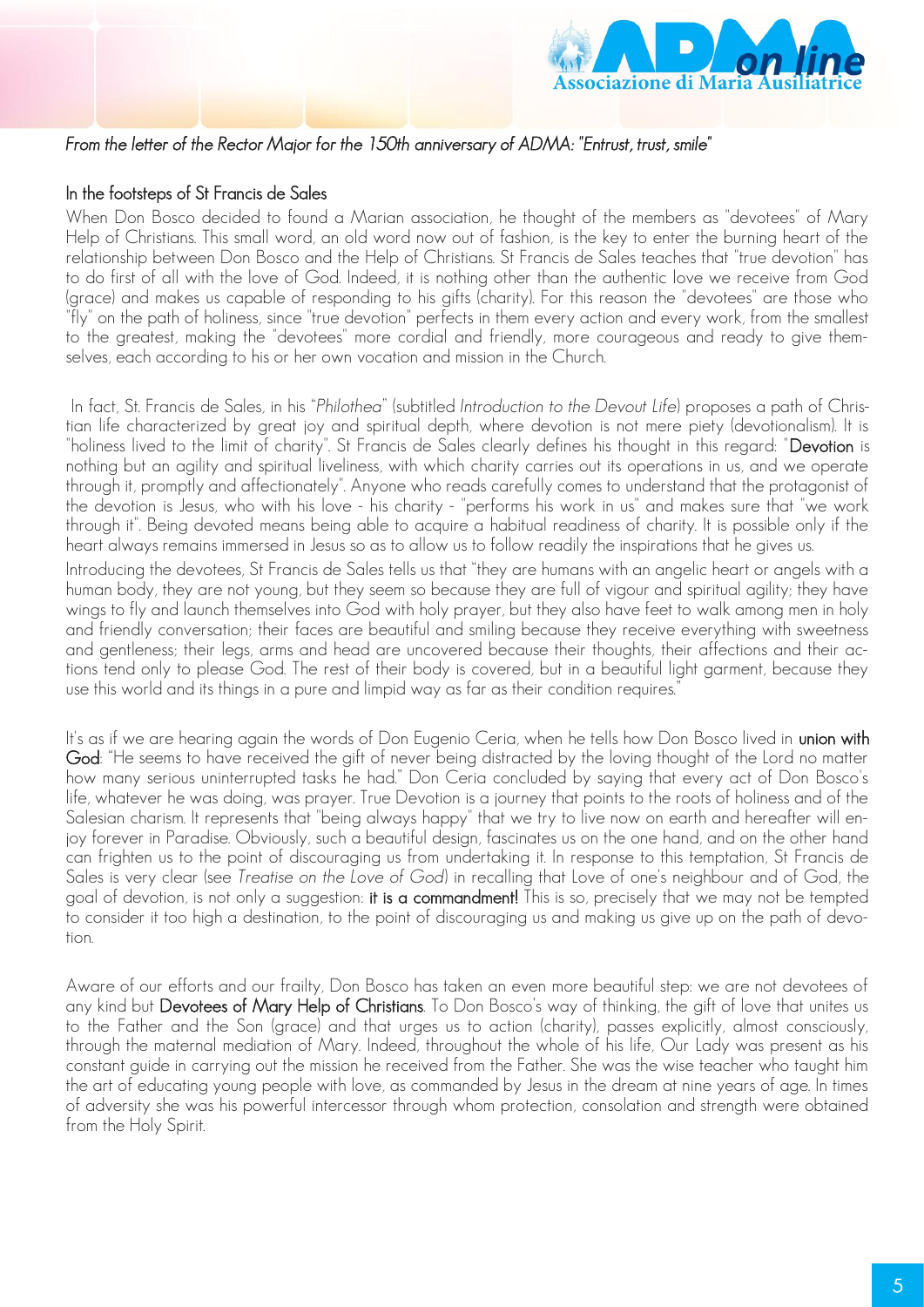*From the letter of the Rector Major for the 150th anniversary of ADMA: "Entrust, trust, smile"*

## In the footsteps of St Francis de Sales

When Don Bosco decided to found a Marian association, he thought of the members as "devotees" of Mary Help of Christians. This small word, an old word now out of fashion, is the key to enter the burning heart of the relationship between Don Bosco and the Help of Christians. St Francis de Sales teaches that "true devotion" has to do first of all with the love of God. Indeed, it is nothing other than the authentic love we receive from God (grace) and makes us capable of responding to his gifts (charity). For this reason the "devotees" are those who "fly" on the path of holiness, since "true devotion" perfects in them every action and every work, from the smallest to the greatest, making the "devotees" more cordial and friendly, more courageous and ready to give themselves, each according to his or her own vocation and mission in the Church.

In fact, St. Francis de Sales, in his "*Philothea*" (subtitled *Introduction to the Devout Life*) proposes a path of Christian life characterized by great joy and spiritual depth, where devotion is not mere piety (devotionalism). It is "holiness lived to the limit of charity". St Francis de Sales clearly defines his thought in this regard: "**Devotion** is nothing but an agility and spiritual liveliness, with which charity carries out its operations in us, and we operate through it, promptly and affectionately". Anyone who reads carefully comes to understand that the protagonist of the devotion is Jesus, who with his love - his charity - "performs his work in us" and makes sure that "we work through it". Being devoted means being able to acquire a habitual readiness of charity. It is possible only if the heart always remains immersed in Jesus so as to allow us to follow readily the inspirations that he gives us.

Introducing the devotees, St Francis de Sales tells us that "they are humans with an angelic heart or angels with a human body, they are not young, but they seem so because they are full of vigour and spiritual agility; they have wings to fly and launch themselves into God with holy prayer, but they also have feet to walk among men in holy and friendly conversation; their faces are beautiful and smiling because they receive everything with sweetness and gentleness; their legs, arms and head are uncovered because their thoughts, their affections and their actions tend only to please God. The rest of their body is covered, but in a beautiful light garment, because they use this world and its things in a pure and limpid way as far as their condition requires."

It's as if we are hearing again the words of Don Eugenio Ceria, when he tells how Don Bosco lived in **union with God**: "He seems to have received the gift of never being distracted by the loving thought of the Lord no matter how many serious uninterrupted tasks he had." Don Ceria concluded by saying that every act of Don Bosco's life, whatever he was doing, was prayer. True Devotion is a journey that points to the roots of holiness and of the Salesian charism. It represents that "being always happy" that we try to live now on earth and hereafter will enjoy forever in Paradise. Obviously, such a beautiful design, fascinates us on the one hand, and on the other hand can frighten us to the point of discouraging us from undertaking it. In response to this temptation, St Francis de Sales is very clear (see *Treatise on the Love of God*) in recalling that Love of one's neighbour and of God, the goal of devotion, is not only a suggestion: **it is a commandment!** This is so, precisely that we may not be tempted to consider it too high a destination, to the point of discouraging us and making us give up on the path of devotion.

Aware of our efforts and our frailty, Don Bosco has taken an even more beautiful step: we are not devotees of any kind but **Devotees of Mary Help of Christians**. To Don Bosco's way of thinking, the gift of love that unites us to the Father and the Son (grace) and that urges us to action (charity), passes explicitly, almost consciously, through the maternal mediation of Mary. Indeed, throughout the whole of his life, Our Lady was present as his constant guide in carrying out the mission he received from the Father. She was the wise teacher who taught him the art of educating young people with love, as commanded by Jesus in the dream at nine years of age. In times of adversity she was his powerful intercessor through whom protection, consolation and strength were obtained from the Holy Spirit.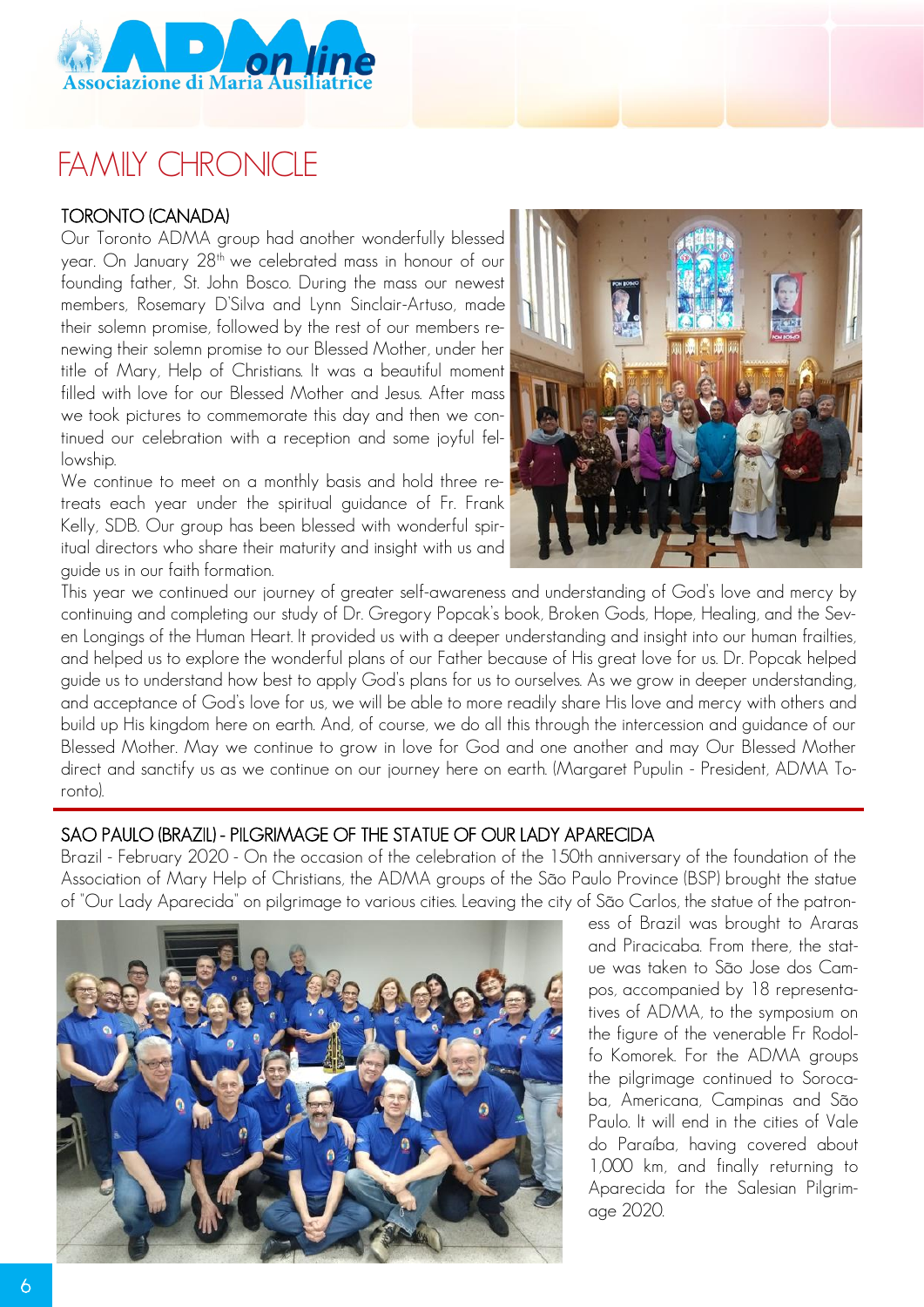# FAMILY CHRONICLE

## TORONTO (CANADA)

Our Toronto ADMA group had another wonderfully blessed year. On January 28th we celebrated mass in honour of our founding father, St. John Bosco. During the mass our newest members, Rosemary D'Silva and Lynn Sinclair-Artuso, made their solemn promise, followed by the rest of our members renewing their solemn promise to our Blessed Mother, under her title of Mary, Help of Christians. It was a beautiful moment filled with love for our Blessed Mother and Jesus. After mass we took pictures to commemorate this day and then we continued our celebration with a reception and some joyful fellowship.

We continue to meet on a monthly basis and hold three retreats each year under the spiritual guidance of Fr. Frank Kelly, SDB. Our group has been blessed with wonderful spiritual directors who share their maturity and insight with us and guide us in our faith formation.

This year we continued our journey of greater self-awareness and understanding of God's love and mercy by continuing and completing our study of Dr. Gregory Popcak's book, Broken Gods, Hope, Healing, and the Seven Longings of the Human Heart. It provided us with a deeper understanding and insight into our human frailties, and helped us to explore the wonderful plans of our Father because of His great love for us. Dr. Popcak helped guide us to understand how best to apply God's plans for us to ourselves. As we grow in deeper understanding, and acceptance of God's love for us, we will be able to more readily share His love and mercy with others and build up His kingdom here on earth. And, of course, we do all this through the intercession and guidance of our Blessed Mother. May we continue to grow in love for God and one another and may Our Blessed Mother direct and sanctify us as we continue on our journey here on earth. (Margaret Pupulin - President, ADMA Toronto).

## SAO PAULO (BRAZIL) - PILGRIMAGE OF THE STATUE OF OUR LADY APARECIDA

Brazil - February 2020 - On the occasion of the celebration of the 150th anniversary of the foundation of the Association of Mary Help of Christians, the ADMA groups of the São Paulo Province (BSP) brought the statue of "Our Lady Aparecida" on pilgrimage to various cities. Leaving the city of São Carlos, the statue of the patroness of Brazil was brought to Araras and Piracicaba. From there, the statue was taken to São Jose dos Campos, accompanied by 18 representatives of ADMA, to the symposium on the figure of the venerable Fr Rodolfo Komorek. For the ADMA groups the pilgrimage continued to Sorocaba, Americana, Campinas and São Paulo. It will end in the cities of Vale do Paraíba, having covered about 1,000 km, and finally returning to Aparecida for the Salesian Pilgrimage 2020.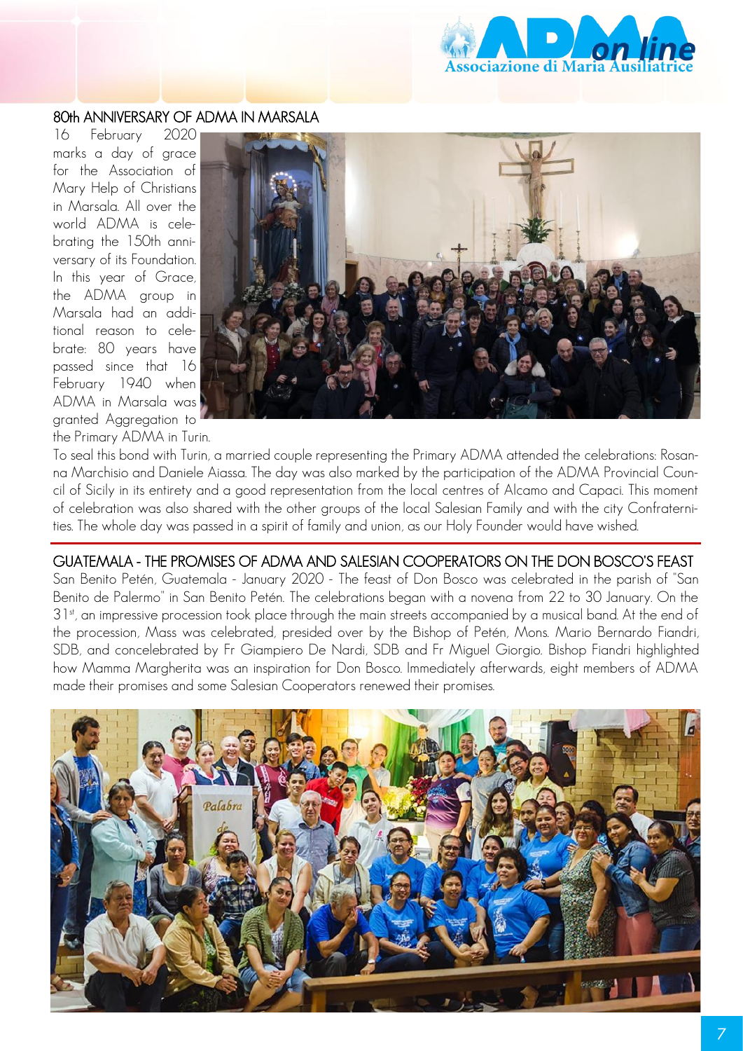## 80th ANNIVERSARY OF ADMA IN MARSALA

16 February 2020 marks a day of grace for the Association of Mary Help of Christians in Marsala. All over the world ADMA is celebrating the 150th anniversary of its Foundation. In this year of Grace, the ADMA group in Marsala had an additional reason to celebrate: 80 years have passed since that 16 February 1940 when ADMA in Marsala was granted Aggregation to the Primary ADMA in Turin. To seal this bond with Turin, a married couple representing the Primary ADMA attended the celebrations: Rosanna Marchisio and Daniele Aiassa. The day was also marked by the participation of the ADMA Provincial Council of Sicily in its entirety and a good representation from the local centres of Alcamo and Capaci. This moment of celebration was also shared with the other groups of the local Salesian Family and with the city Confraternities. The whole day was passed in a spirit of family and union, as our Holy Founder would have wished.

## GUATEMALA - THE PROMISES OF ADMA AND SALESIAN COOPERATORS ON THE DON BOSCO'S FEAST

San Benito Petén, Guatemala - January 2020 - The feast of Don Bosco was celebrated in the parish of "San Benito de Palermo" in San Benito Petén. The celebrations began with a novena from 22 to 30 January. On the 31st, an impressive procession took place through the main streets accompanied by a musical band. At the end of the procession, Mass was celebrated, presided over by the Bishop of Petén, Mons. Mario Bernardo Fiandri, SDB, and concelebrated by Fr Giampiero De Nardi, SDB and Fr Miguel Giorgio. Bishop Fiandri highlighted how Mamma Margherita was an inspiration for Don Bosco. Immediately afterwards, eight members of ADMA made their promises and some Salesian Cooperators renewed their promises.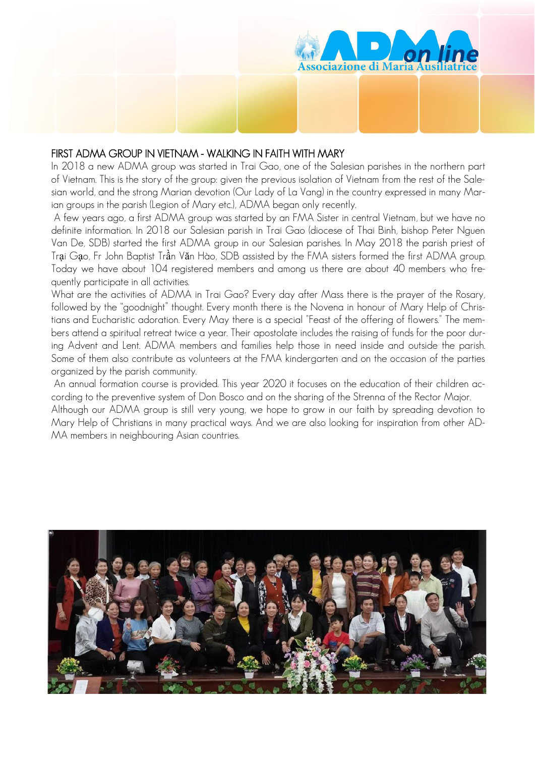## FIRST ADMA GROUP IN VIETNAM - WALKING IN FAITH WITH MARY

In 2018 a new ADMA group was started in Trai Gao, one of the Salesian parishes in the northern part of Vietnam. This is the story of the group: given the previous isolation of Vietnam from the rest of the Salesian world, and the strong Marian devotion (Our Lady of La Vang) in the country expressed in many Marian groups in the parish (Legion of Mary etc.), ADMA began only recently.

A few years ago, a first ADMA group was started by an FMA Sister in central Vietnam, but we have no definite information. In 2018 our Salesian parish in Trai Gao (diocese of Thai Binh, bishop Peter Nguen Van De, SDB) started the first ADMA group in our Salesian parishes. In May 2018 the parish priest of Trại Gạo, Fr John Baptist Trần Văn Hào, SDB assisted by the FMA sisters formed the first ADMA group. Today we have about 104 registered members and among us there are about 40 members who frequently participate in all activities.

What are the activities of ADMA in Trai Gao? Every day after Mass there is the prayer of the Rosary, followed by the "goodnight" thought. Every month there is the Novena in honour of Mary Help of Christians and Eucharistic adoration. Every May there is a special "Feast of the offering of flowers." The members attend a spiritual retreat twice a year. Their apostolate includes the raising of funds for the poor during Advent and Lent. ADMA members and families help those in need inside and outside the parish. Some of them also contribute as volunteers at the FMA kindergarten and on the occasion of the parties organized by the parish community.

An annual formation course is provided. This year 2020 it focuses on the education of their children according to the preventive system of Don Bosco and on the sharing of the Strenna of the Rector Major.

Although our ADMA group is still very young, we hope to grow in our faith by spreading devotion to Mary Help of Christians in many practical ways. And we are also looking for inspiration from other ADMA members in neighbouring Asian countries.